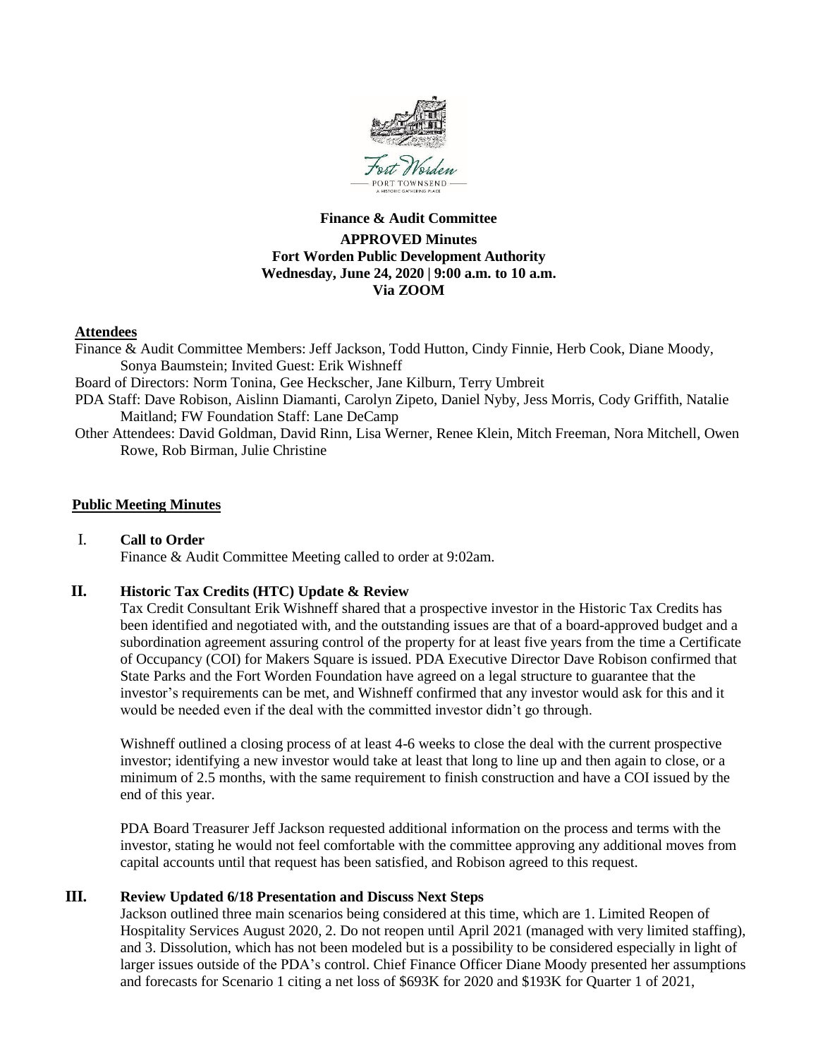**Finance & Audit Committee**

**APPROVED Minutes**

**Fort Worden Public Development Authority**

**Wednesday, June 24, 2020 | 9:00 a.m. to 10 a.m.**

**Via ZOOM**

**Attendees**

Finance & Audit Committee Members: Jeff Jackson, Todd Hutton, Cindy Finnie, Herb Cook, Diane Moody, Sonya Baumstein; Invited Guest: Erik Wishneff

Board of Directors: Norm Tonina, Gee Heckscher, Jane Kilburn, Terry Umbreit

PDA Staff: Dave Robison, Aislinn Diamanti, Carolyn Zipeto, Daniel Nyby, Jess Morris, Cody Griffith, Natalie Maitland; FW Foundation Staff: Lane DeCamp

Other Attendees: David Goldman, David Rinn, Lisa Werner, Renee Klein, Mitch Freeman, Nora Mitchell, Owen Rowe, Rob Birman, Julie Christine

**Public Meeting Minutes**

I. **Call to Order**

Finance & Audit Committee Meeting called to order at 9:02am.

II. **Historic Tax Credits (HTC) Update & Review**

Tax Credit Consultant Erik Wishneff shared that a prospective investor in the Historic Tax Credits has been identified and negotiated with, and the outstanding issues are that of a board-approved budget and a subordination agreement assuring control of the property for at least five years from the time a Certificate of Occupancy (COI) for Makers Square is issued. PDA Executive Director Dave Robison confirmed that State Parks and the Fort Worden Foundation have agreed on a legal structure to guarantee that the investor's requirements can be met, and Wishneff confirmed that any investor would ask for this and it would be needed even if the deal with the committed investor didn't go through.

Wishneff outlined a closing process of at least 4-6 weeks to close the deal with the current prospective investor; identifying a new investor would take at least that long to line up and then again to close, or a minimum of 2.5 months, with the same requirement to finish construction and have a COI issued by the end of this year.

PDA Board Treasurer Jeff Jackson requested additional information on the process and terms with the investor, stating he would not feel comfortable with the committee approving any additional moves from capital accounts until that request has been satisfied, and Robison agreed to this request.

III. **Review Updated 6/18 Presentation and Discuss Next Steps**

Jackson outlined three main scenarios being considered at this time, which are 1. Limited Reopen of Hospitality Services August 2020, 2. Do not reopen until April 2021 (managed with very limited staffing), and 3. Dissolution, which has not been modeled but is a possibility to be considered especially in light of larger issues outside of the PDA's control. Chief Finance Officer Diane Moody presented her assumptions and forecasts for Scenario 1 citing a net loss of $693K for 2020 and $193K for Quarter 1 of 2021,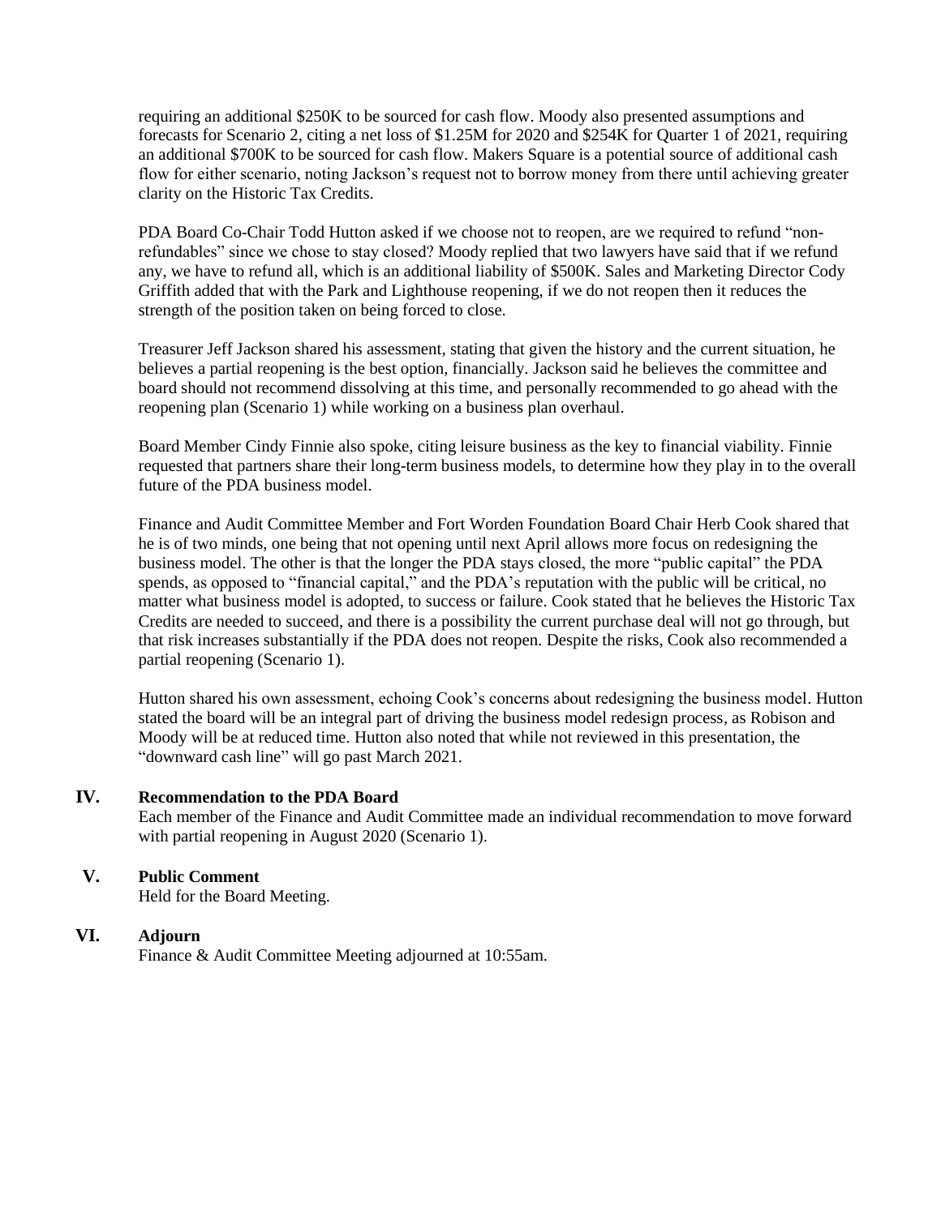requiring an additional $250K to be sourced for cash flow. Moody also presented assumptions and forecasts for Scenario 2, citing a net loss of $1.25M for 2020 and $254K for Quarter 1 of 2021, requiring an additional $700K to be sourced for cash flow. Makers Square is a potential source of additional cash flow for either scenario, noting Jackson's request not to borrow money from there until achieving greater clarity on the Historic Tax Credits.

PDA Board Co-Chair Todd Hutton asked if we choose not to reopen, are we required to refund "non-refundables" since we chose to stay closed? Moody replied that two lawyers have said that if we refund any, we have to refund all, which is an additional liability of $500K. Sales and Marketing Director Cody Griffith added that with the Park and Lighthouse reopening, if we do not reopen then it reduces the strength of the position taken on being forced to close.

Treasurer Jeff Jackson shared his assessment, stating that given the history and the current situation, he believes a partial reopening is the best option, financially. Jackson said he believes the committee and board should not recommend dissolving at this time, and personally recommended to go ahead with the reopening plan (Scenario 1) while working on a business plan overhaul.

Board Member Cindy Finnie also spoke, citing leisure business as the key to financial viability. Finnie requested that partners share their long-term business models, to determine how they play in to the overall future of the PDA business model.

Finance and Audit Committee Member and Fort Worden Foundation Board Chair Herb Cook shared that he is of two minds, one being that not opening until next April allows more focus on redesigning the business model. The other is that the longer the PDA stays closed, the more "public capital" the PDA spends, as opposed to "financial capital," and the PDA's reputation with the public will be critical, no matter what business model is adopted, to success or failure. Cook stated that he believes the Historic Tax Credits are needed to succeed, and there is a possibility the current purchase deal will not go through, but that risk increases substantially if the PDA does not reopen. Despite the risks, Cook also recommended a partial reopening (Scenario 1).

Hutton shared his own assessment, echoing Cook's concerns about redesigning the business model. Hutton stated the board will be an integral part of driving the business model redesign process, as Robison and Moody will be at reduced time. Hutton also noted that while not reviewed in this presentation, the "downward cash line" will go past March 2021.

## IV. Recommendation to the PDA Board

Each member of the Finance and Audit Committee made an individual recommendation to move forward with partial reopening in August 2020 (Scenario 1).

## V. Public Comment

Held for the Board Meeting.

## VI. Adjourn

Finance & Audit Committee Meeting adjourned at 10:55am.